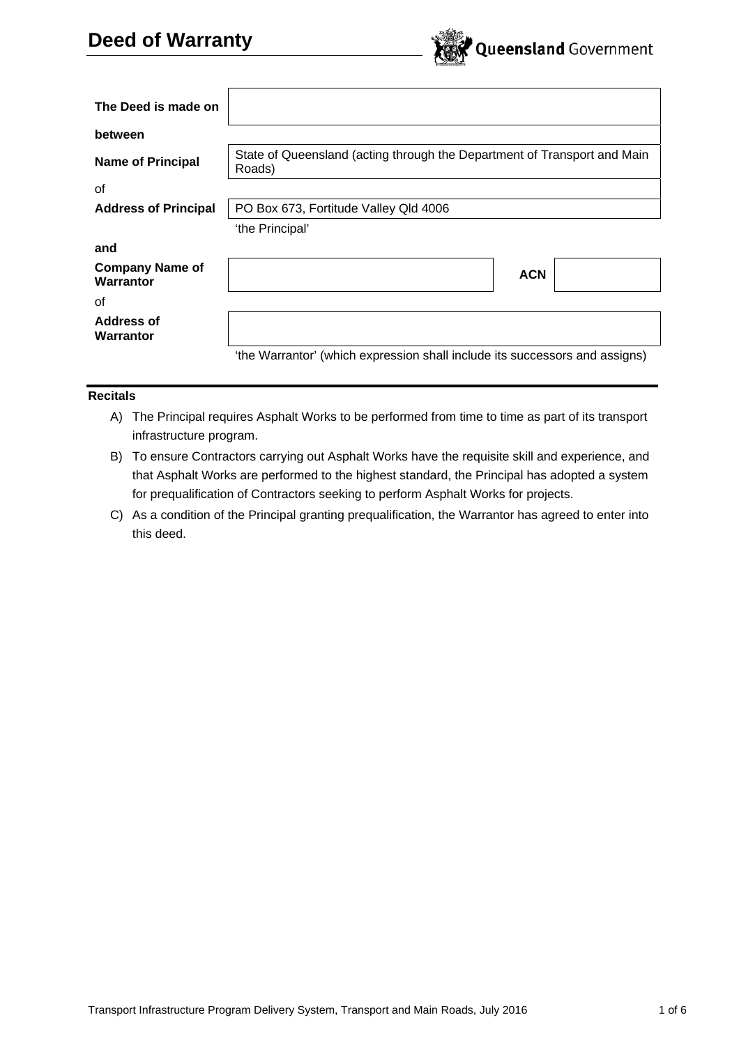# Deed of Warranty

Queensland Government

| | |
|---|---|
| **The Deed is made on** | |
| **between** | |
| **Name of Principal** | State of Queensland (acting through the Department of Transport and Main Roads) |
| of | |
| **Address of Principal** | PO Box 673, Fortitude Valley Qld 4006 |
| | 'the Principal' |
| **and** | |
| **Company Name of Warrantor** | **ACN** |
| of | |
| **Address of Warrantor** | |
| | 'the Warrantor' (which expression shall include its successors and assigns) |

**Recitals**

A) The Principal requires Asphalt Works to be performed from time to time as part of its transport infrastructure program.

B) To ensure Contractors carrying out Asphalt Works have the requisite skill and experience, and that Asphalt Works are performed to the highest standard, the Principal has adopted a system for prequalification of Contractors seeking to perform Asphalt Works for projects.

C) As a condition of the Principal granting prequalification, the Warrantor has agreed to enter into this deed.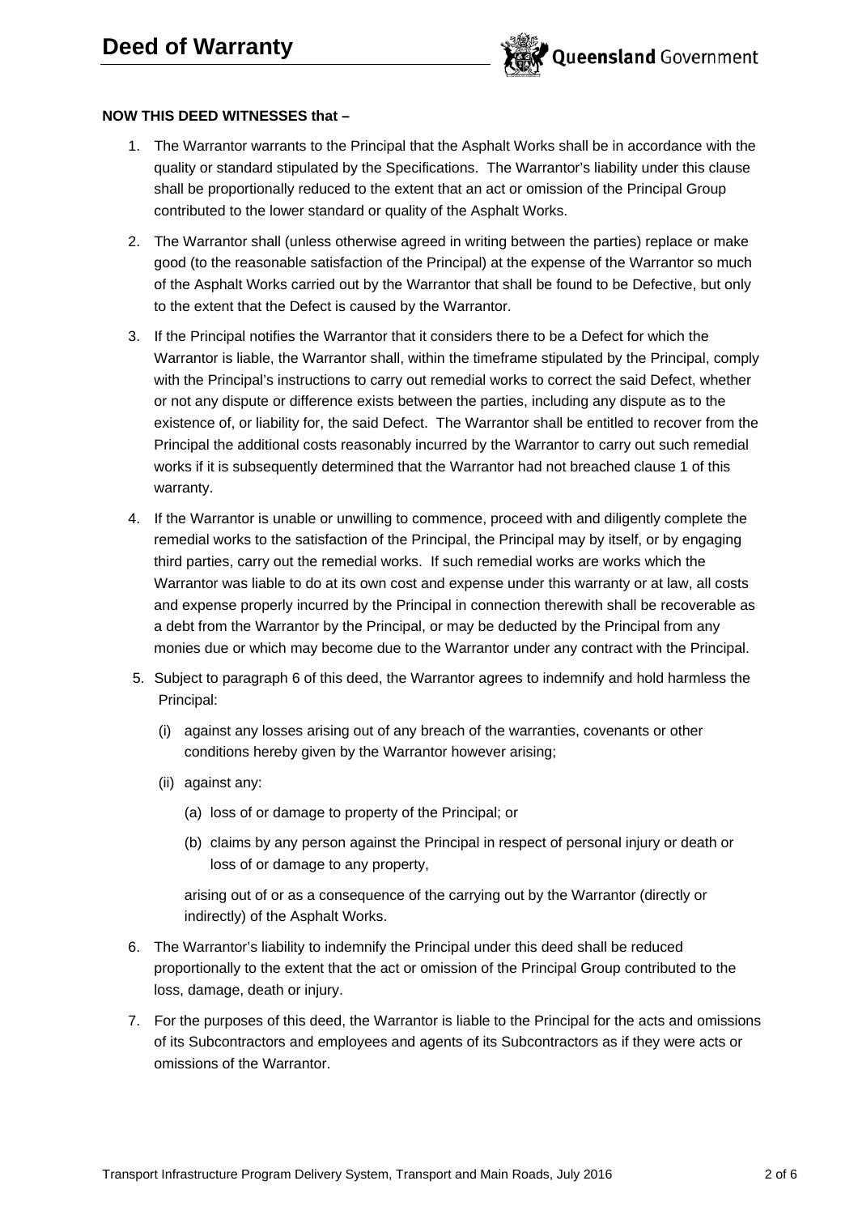**NOW THIS DEED WITNESSES that –**

1. The Warrantor warrants to the Principal that the Asphalt Works shall be in accordance with the quality or standard stipulated by the Specifications. The Warrantor's liability under this clause shall be proportionally reduced to the extent that an act or omission of the Principal Group contributed to the lower standard or quality of the Asphalt Works.

2. The Warrantor shall (unless otherwise agreed in writing between the parties) replace or make good (to the reasonable satisfaction of the Principal) at the expense of the Warrantor so much of the Asphalt Works carried out by the Warrantor that shall be found to be Defective, but only to the extent that the Defect is caused by the Warrantor.

3. If the Principal notifies the Warrantor that it considers there to be a Defect for which the Warrantor is liable, the Warrantor shall, within the timeframe stipulated by the Principal, comply with the Principal's instructions to carry out remedial works to correct the said Defect, whether or not any dispute or difference exists between the parties, including any dispute as to the existence of, or liability for, the said Defect. The Warrantor shall be entitled to recover from the Principal the additional costs reasonably incurred by the Warrantor to carry out such remedial works if it is subsequently determined that the Warrantor had not breached clause 1 of this warranty.

4. If the Warrantor is unable or unwilling to commence, proceed with and diligently complete the remedial works to the satisfaction of the Principal, the Principal may by itself, or by engaging third parties, carry out the remedial works. If such remedial works are works which the Warrantor was liable to do at its own cost and expense under this warranty or at law, all costs and expense properly incurred by the Principal in connection therewith shall be recoverable as a debt from the Warrantor by the Principal, or may be deducted by the Principal from any monies due or which may become due to the Warrantor under any contract with the Principal.

5. Subject to paragraph 6 of this deed, the Warrantor agrees to indemnify and hold harmless the Principal:

   (i) against any losses arising out of any breach of the warranties, covenants or other conditions hereby given by the Warrantor however arising;

   (ii) against any:

      (a) loss of or damage to property of the Principal; or

      (b) claims by any person against the Principal in respect of personal injury or death or loss of or damage to any property,

   arising out of or as a consequence of the carrying out by the Warrantor (directly or indirectly) of the Asphalt Works.

6. The Warrantor's liability to indemnify the Principal under this deed shall be reduced proportionally to the extent that the act or omission of the Principal Group contributed to the loss, damage, death or injury.

7. For the purposes of this deed, the Warrantor is liable to the Principal for the acts and omissions of its Subcontractors and employees and agents of its Subcontractors as if they were acts or omissions of the Warrantor.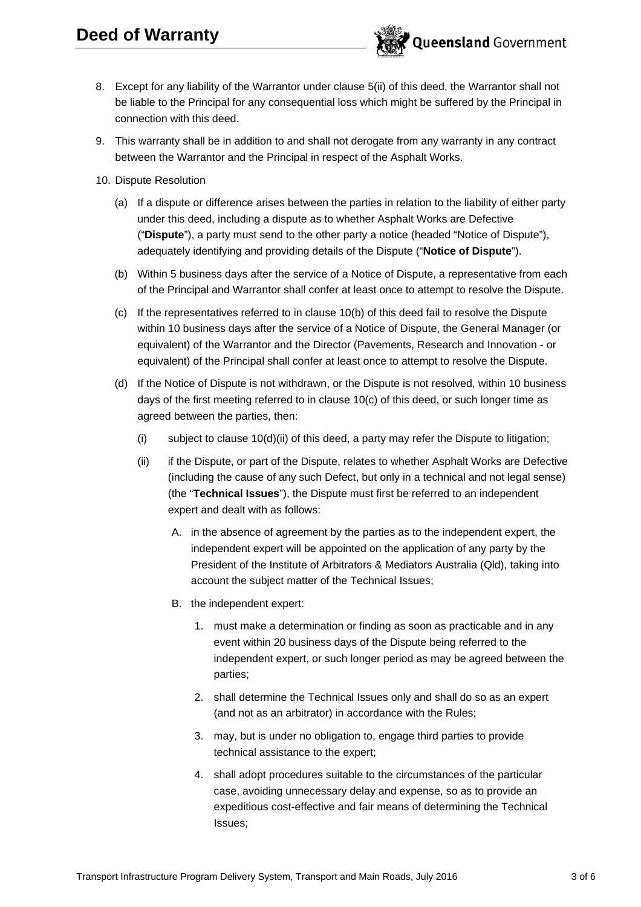8. Except for any liability of the Warrantor under clause 5(ii) of this deed, the Warrantor shall not be liable to the Principal for any consequential loss which might be suffered by the Principal in connection with this deed.

9. This warranty shall be in addition to and shall not derogate from any warranty in any contract between the Warrantor and the Principal in respect of the Asphalt Works.

10. Dispute Resolution

 (a) If a dispute or difference arises between the parties in relation to the liability of either party under this deed, including a dispute as to whether Asphalt Works are Defective ("**Dispute**"), a party must send to the other party a notice (headed "Notice of Dispute"), adequately identifying and providing details of the Dispute ("**Notice of Dispute**").

 (b) Within 5 business days after the service of a Notice of Dispute, a representative from each of the Principal and Warrantor shall confer at least once to attempt to resolve the Dispute.

 (c) If the representatives referred to in clause 10(b) of this deed fail to resolve the Dispute within 10 business days after the service of a Notice of Dispute, the General Manager (or equivalent) of the Warrantor and the Director (Pavements, Research and Innovation - or equivalent) of the Principal shall confer at least once to attempt to resolve the Dispute.

 (d) If the Notice of Dispute is not withdrawn, or the Dispute is not resolved, within 10 business days of the first meeting referred to in clause 10(c) of this deed, or such longer time as agreed between the parties, then:

  (i) subject to clause 10(d)(ii) of this deed, a party may refer the Dispute to litigation;

  (ii) if the Dispute, or part of the Dispute, relates to whether Asphalt Works are Defective (including the cause of any such Defect, but only in a technical and not legal sense) (the "**Technical Issues**"), the Dispute must first be referred to an independent expert and dealt with as follows:

   A. in the absence of agreement by the parties as to the independent expert, the independent expert will be appointed on the application of any party by the President of the Institute of Arbitrators & Mediators Australia (Qld), taking into account the subject matter of the Technical Issues;

   B. the independent expert:

    1. must make a determination or finding as soon as practicable and in any event within 20 business days of the Dispute being referred to the independent expert, or such longer period as may be agreed between the parties;

    2. shall determine the Technical Issues only and shall do so as an expert (and not as an arbitrator) in accordance with the Rules;

    3. may, but is under no obligation to, engage third parties to provide technical assistance to the expert;

    4. shall adopt procedures suitable to the circumstances of the particular case, avoiding unnecessary delay and expense, so as to provide an expeditious cost-effective and fair means of determining the Technical Issues;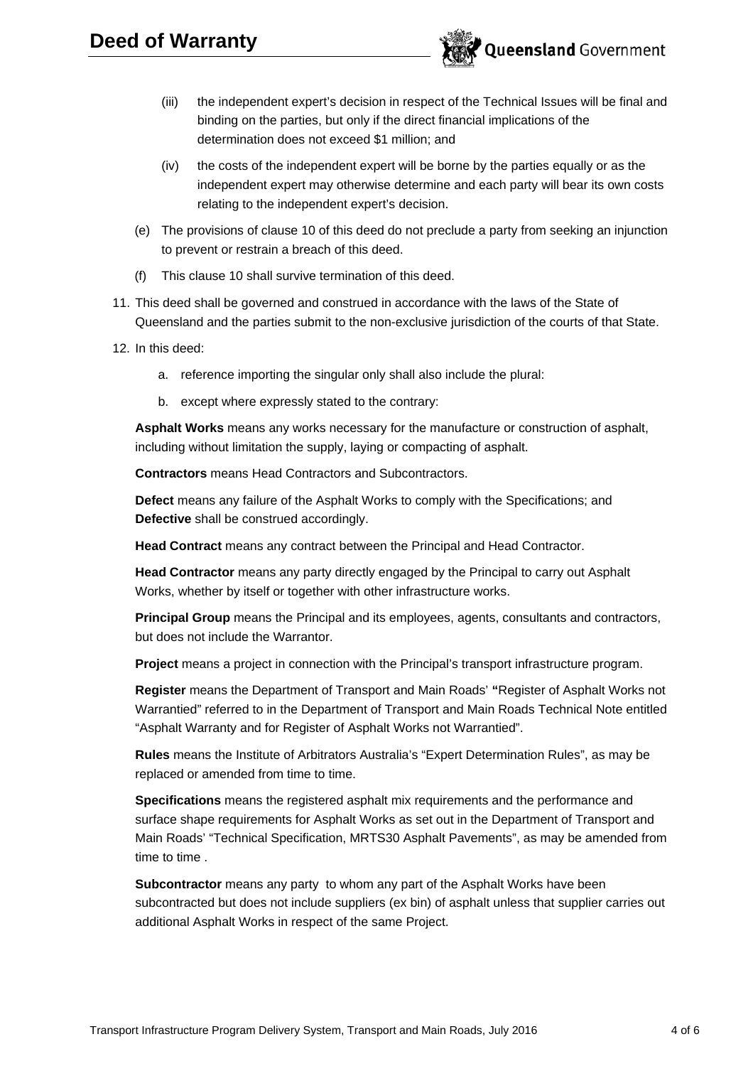(iii) the independent expert's decision in respect of the Technical Issues will be final and binding on the parties, but only if the direct financial implications of the determination does not exceed $1 million; and

(iv) the costs of the independent expert will be borne by the parties equally or as the independent expert may otherwise determine and each party will bear its own costs relating to the independent expert's decision.

(e) The provisions of clause 10 of this deed do not preclude a party from seeking an injunction to prevent or restrain a breach of this deed.

(f) This clause 10 shall survive termination of this deed.

11. This deed shall be governed and construed in accordance with the laws of the State of Queensland and the parties submit to the non-exclusive jurisdiction of the courts of that State.

12. In this deed:

    a. reference importing the singular only shall also include the plural:

    b. except where expressly stated to the contrary:

**Asphalt Works** means any works necessary for the manufacture or construction of asphalt, including without limitation the supply, laying or compacting of asphalt.

**Contractors** means Head Contractors and Subcontractors.

**Defect** means any failure of the Asphalt Works to comply with the Specifications; and **Defective** shall be construed accordingly.

**Head Contract** means any contract between the Principal and Head Contractor.

**Head Contractor** means any party directly engaged by the Principal to carry out Asphalt Works, whether by itself or together with other infrastructure works.

**Principal Group** means the Principal and its employees, agents, consultants and contractors, but does not include the Warrantor.

**Project** means a project in connection with the Principal's transport infrastructure program.

**Register** means the Department of Transport and Main Roads' **"**Register of Asphalt Works not Warrantied" referred to in the Department of Transport and Main Roads Technical Note entitled "Asphalt Warranty and for Register of Asphalt Works not Warrantied".

**Rules** means the Institute of Arbitrators Australia's "Expert Determination Rules", as may be replaced or amended from time to time.

**Specifications** means the registered asphalt mix requirements and the performance and surface shape requirements for Asphalt Works as set out in the Department of Transport and Main Roads' "Technical Specification, MRTS30 Asphalt Pavements", as may be amended from time to time .

**Subcontractor** means any party to whom any part of the Asphalt Works have been subcontracted but does not include suppliers (ex bin) of asphalt unless that supplier carries out additional Asphalt Works in respect of the same Project.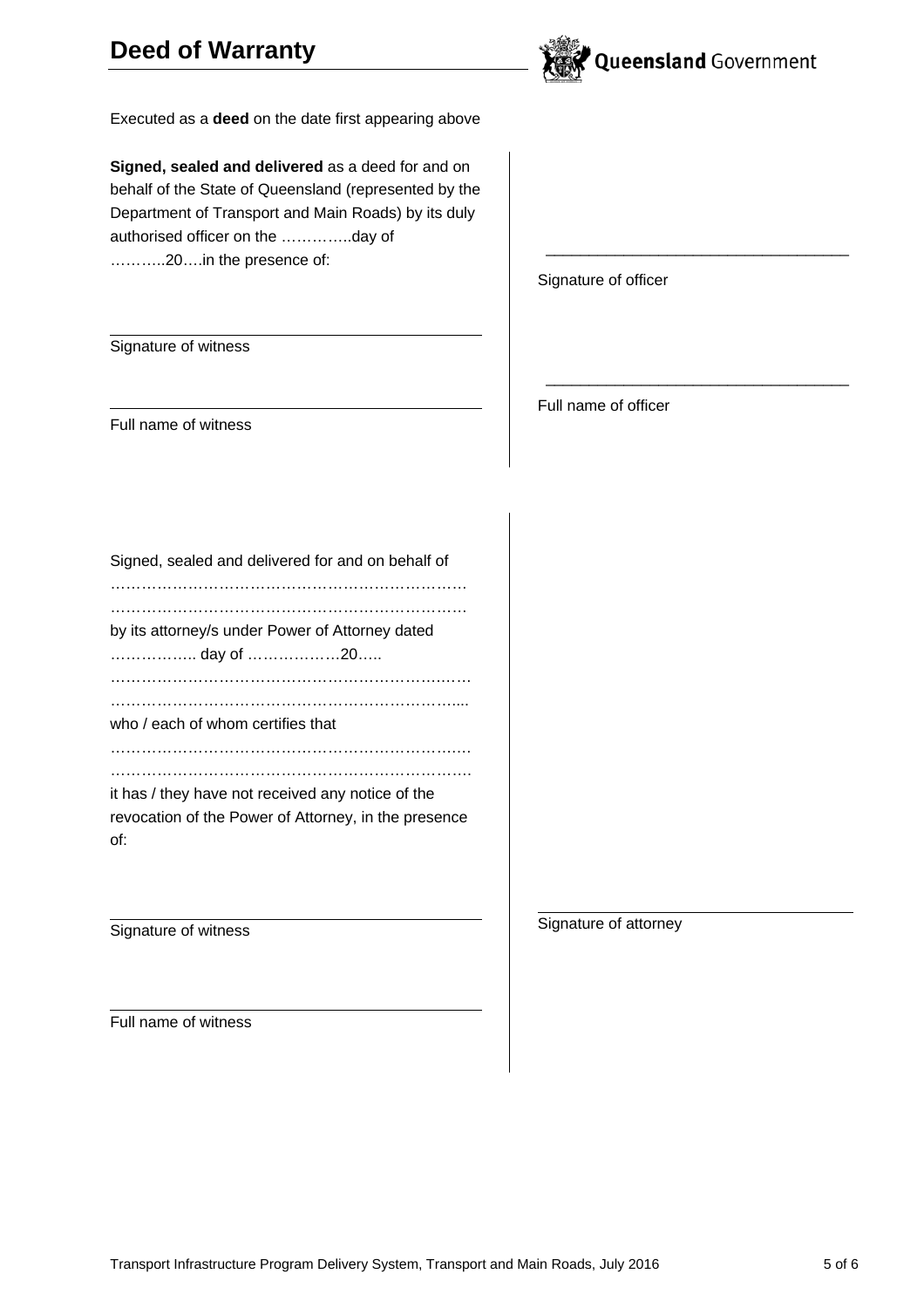# Deed of Warranty

Executed as a **deed** on the date first appearing above

**Signed, sealed and delivered** as a deed for and on behalf of the State of Queensland (represented by the Department of Transport and Main Roads) by its duly authorised officer on the …………..day of ………..20….in the presence of:

\_\_\_\_\_\_\_\_\_\_\_\_\_\_\_\_\_\_\_\_\_\_\_\_\_\_\_\_\_\_\_\_\_\_\_\_
Signature of witness

\_\_\_\_\_\_\_\_\_\_\_\_\_\_\_\_\_\_\_\_\_\_\_\_\_\_\_\_\_\_\_\_\_\_\_\_
Full name of witness

\_\_\_\_\_\_\_\_\_\_\_\_\_\_\_\_\_\_\_\_\_\_\_\_\_\_\_\_\_\_\_\_\_\_\_\_
Signature of officer

\_\_\_\_\_\_\_\_\_\_\_\_\_\_\_\_\_\_\_\_\_\_\_\_\_\_\_\_\_\_\_\_\_\_\_\_
Full name of officer

Signed, sealed and delivered for and on behalf of
…………………………………………………………….
…………………………………………………………….
by its attorney/s under Power of Attorney dated
…………….. day of ………………20…..
…………………………………………………………….
…………………………………………………………….
who / each of whom certifies that
…………………………………………………………….
…………………………………………………………….
it has / they have not received any notice of the revocation of the Power of Attorney, in the presence of:

\_\_\_\_\_\_\_\_\_\_\_\_\_\_\_\_\_\_\_\_\_\_\_\_\_\_\_\_\_\_\_\_\_\_\_\_
Signature of witness

\_\_\_\_\_\_\_\_\_\_\_\_\_\_\_\_\_\_\_\_\_\_\_\_\_\_\_\_\_\_\_\_\_\_\_\_
Full name of witness

\_\_\_\_\_\_\_\_\_\_\_\_\_\_\_\_\_\_\_\_\_\_\_\_\_\_\_\_\_\_\_\_\_\_\_\_
Signature of attorney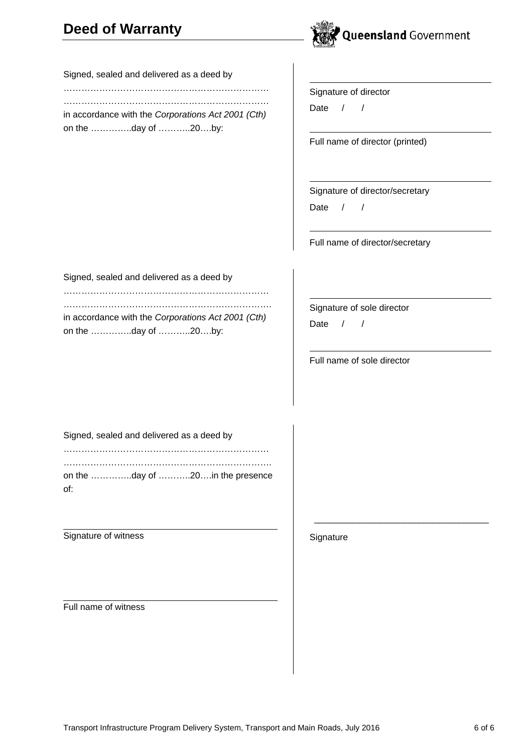# Deed of Warranty

| | |
|---|---|
| Signed, sealed and delivered as a deed by<br>……………………………………………………………<br>……………………………………………………………<br>in accordance with the *Corporations Act 2001 (Cth)* on the …………..day of ………..20….by: | \_\_\_\_\_\_\_\_\_\_\_\_\_\_\_\_\_\_\_\_\_\_\_\_\_\_\_\_\_\_<br>Signature of director<br>Date / /<br>\_\_\_\_\_\_\_\_\_\_\_\_\_\_\_\_\_\_\_\_\_\_\_\_\_\_\_\_\_\_<br>Full name of director (printed)<br><br>\_\_\_\_\_\_\_\_\_\_\_\_\_\_\_\_\_\_\_\_\_\_\_\_\_\_\_\_\_\_<br>Signature of director/secretary<br>Date / /<br>\_\_\_\_\_\_\_\_\_\_\_\_\_\_\_\_\_\_\_\_\_\_\_\_\_\_\_\_\_\_<br>Full name of director/secretary |
| Signed, sealed and delivered as a deed by<br>……………………………………………………………<br>……………………………………………………………<br>in accordance with the *Corporations Act 2001 (Cth)* on the …………..day of ………..20….by: | \_\_\_\_\_\_\_\_\_\_\_\_\_\_\_\_\_\_\_\_\_\_\_\_\_\_\_\_\_\_<br>Signature of sole director<br>Date / /<br>\_\_\_\_\_\_\_\_\_\_\_\_\_\_\_\_\_\_\_\_\_\_\_\_\_\_\_\_\_\_<br>Full name of sole director |
| Signed, sealed and delivered as a deed by<br>……………………………………………………………<br>……………………………………………………………<br>on the …………..day of ………..20….in the presence of:<br><br>\_\_\_\_\_\_\_\_\_\_\_\_\_\_\_\_\_\_\_\_\_\_\_\_\_\_\_\_\_\_<br>Signature of witness<br><br>\_\_\_\_\_\_\_\_\_\_\_\_\_\_\_\_\_\_\_\_\_\_\_\_\_\_\_\_\_\_<br>Full name of witness | \_\_\_\_\_\_\_\_\_\_\_\_\_\_\_\_\_\_\_\_\_\_\_\_\_\_\_\_\_\_<br>Signature |